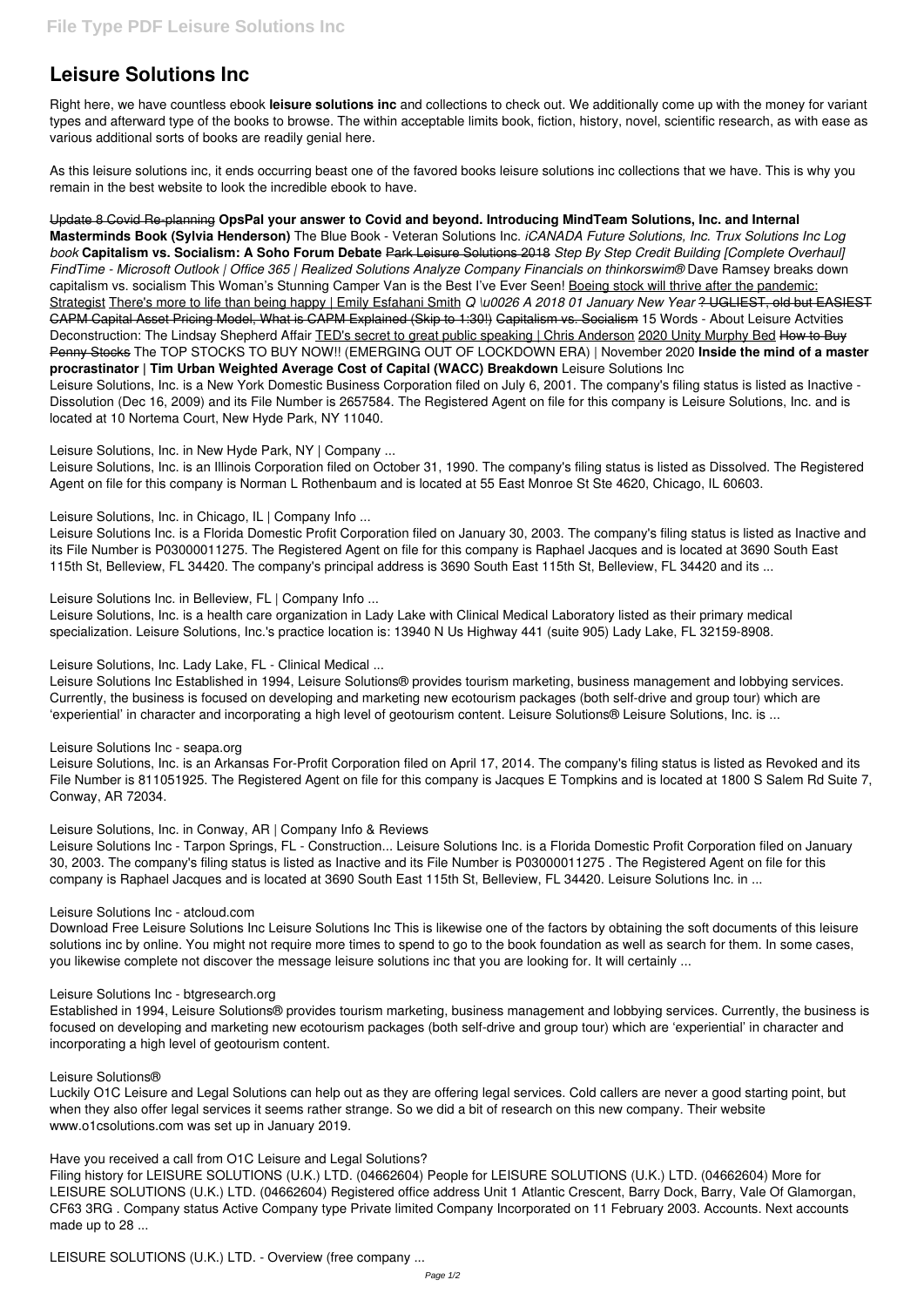# Leisure Solutions Inc

Right here, we have countless ebook **leisure solutions inc** and collections to check out. We additionally come up with the money for variant types and afterward type of the books to browse. The within acceptable limits book, fiction, history, novel, scientific research, as with ease as various additional sorts of books are readily genial here.

As this leisure solutions inc, it ends occurring beast one of the favored books leisure solutions inc collections that we have. This is why you remain in the best website to look the incredible ebook to have.

Update 8 Covid Re-planning **OpsPal your answer to Covid and beyond. Introducing MindTeam Solutions, Inc. and Internal Masterminds Book (Sylvia Henderson)** The Blue Book - Veteran Solutions Inc. *iCANADA Future Solutions, Inc. Trux Solutions Inc Log book* **Capitalism vs. Socialism: A Soho Forum Debate** ~~Park Leisure Solutions 2018~~ *Step By Step Credit Building [Complete Overhaul] FindTime - Microsoft Outlook | Office 365 | Realized Solutions Analyze Company Financials on thinkorswim®* Dave Ramsey breaks down capitalism vs. socialism This Woman's Stunning Camper Van is the Best I've Ever Seen! Boeing stock will thrive after the pandemic: Strategist There's more to life than being happy | Emily Esfahani Smith *Q \u0026 A 2018 01 January New Year* ~~? UGLIEST, old but EASIEST CAPM Capital Asset Pricing Model, What is CAPM Explained (Skip to 1:30!)~~ ~~Capitalism vs. Socialism~~ 15 Words - About Leisure Actvities Deconstruction: The Lindsay Shepherd Affair TED's secret to great public speaking | Chris Anderson 2020 Unity Murphy Bed ~~How to Buy Penny Stocks~~ The TOP STOCKS TO BUY NOW!! (EMERGING OUT OF LOCKDOWN ERA) | November 2020 **Inside the mind of a master procrastinator | Tim Urban Weighted Average Cost of Capital (WACC) Breakdown** Leisure Solutions Inc

Leisure Solutions, Inc. is a New York Domestic Business Corporation filed on July 6, 2001. The company's filing status is listed as Inactive - Dissolution (Dec 16, 2009) and its File Number is 2657584. The Registered Agent on file for this company is Leisure Solutions, Inc. and is located at 10 Nortema Court, New Hyde Park, NY 11040.

Leisure Solutions, Inc. in New Hyde Park, NY | Company ...

Leisure Solutions, Inc. is an Illinois Corporation filed on October 31, 1990. The company's filing status is listed as Dissolved. The Registered Agent on file for this company is Norman L Rothenbaum and is located at 55 East Monroe St Ste 4620, Chicago, IL 60603.

Leisure Solutions, Inc. in Chicago, IL | Company Info ...

Leisure Solutions Inc. is a Florida Domestic Profit Corporation filed on January 30, 2003. The company's filing status is listed as Inactive and its File Number is P03000011275. The Registered Agent on file for this company is Raphael Jacques and is located at 3690 South East 115th St, Belleview, FL 34420. The company's principal address is 3690 South East 115th St, Belleview, FL 34420 and its ...

Leisure Solutions Inc. in Belleview, FL | Company Info ...

Leisure Solutions, Inc. is a health care organization in Lady Lake with Clinical Medical Laboratory listed as their primary medical specialization. Leisure Solutions, Inc.'s practice location is: 13940 N Us Highway 441 (suite 905) Lady Lake, FL 32159-8908.

Leisure Solutions, Inc. Lady Lake, FL - Clinical Medical ...

Leisure Solutions Inc Established in 1994, Leisure Solutions® provides tourism marketing, business management and lobbying services. Currently, the business is focused on developing and marketing new ecotourism packages (both self-drive and group tour) which are 'experiential' in character and incorporating a high level of geotourism content. Leisure Solutions® Leisure Solutions, Inc. is ...

Leisure Solutions Inc - seapa.org

Leisure Solutions, Inc. is an Arkansas For-Profit Corporation filed on April 17, 2014. The company's filing status is listed as Revoked and its File Number is 811051925. The Registered Agent on file for this company is Jacques E Tompkins and is located at 1800 S Salem Rd Suite 7, Conway, AR 72034.

Leisure Solutions, Inc. in Conway, AR | Company Info & Reviews

Leisure Solutions Inc - Tarpon Springs, FL - Construction... Leisure Solutions Inc. is a Florida Domestic Profit Corporation filed on January 30, 2003. The company's filing status is listed as Inactive and its File Number is P03000011275 . The Registered Agent on file for this company is Raphael Jacques and is located at 3690 South East 115th St, Belleview, FL 34420. Leisure Solutions Inc. in ...

Leisure Solutions Inc - atcloud.com

Download Free Leisure Solutions Inc Leisure Solutions Inc This is likewise one of the factors by obtaining the soft documents of this leisure solutions inc by online. You might not require more times to spend to go to the book foundation as well as search for them. In some cases, you likewise complete not discover the message leisure solutions inc that you are looking for. It will certainly ...

Leisure Solutions Inc - btgresearch.org

Established in 1994, Leisure Solutions® provides tourism marketing, business management and lobbying services. Currently, the business is focused on developing and marketing new ecotourism packages (both self-drive and group tour) which are 'experiential' in character and incorporating a high level of geotourism content.

Leisure Solutions®

Luckily O1C Leisure and Legal Solutions can help out as they are offering legal services. Cold callers are never a good starting point, but when they also offer legal services it seems rather strange. So we did a bit of research on this new company. Their website www.o1csolutions.com was set up in January 2019.

Have you received a call from O1C Leisure and Legal Solutions?

Filing history for LEISURE SOLUTIONS (U.K.) LTD. (04662604) People for LEISURE SOLUTIONS (U.K.) LTD. (04662604) More for LEISURE SOLUTIONS (U.K.) LTD. (04662604) Registered office address Unit 1 Atlantic Crescent, Barry Dock, Barry, Vale Of Glamorgan, CF63 3RG . Company status Active Company type Private limited Company Incorporated on 11 February 2003. Accounts. Next accounts made up to 28 ...

LEISURE SOLUTIONS (U.K.) LTD. - Overview (free company ...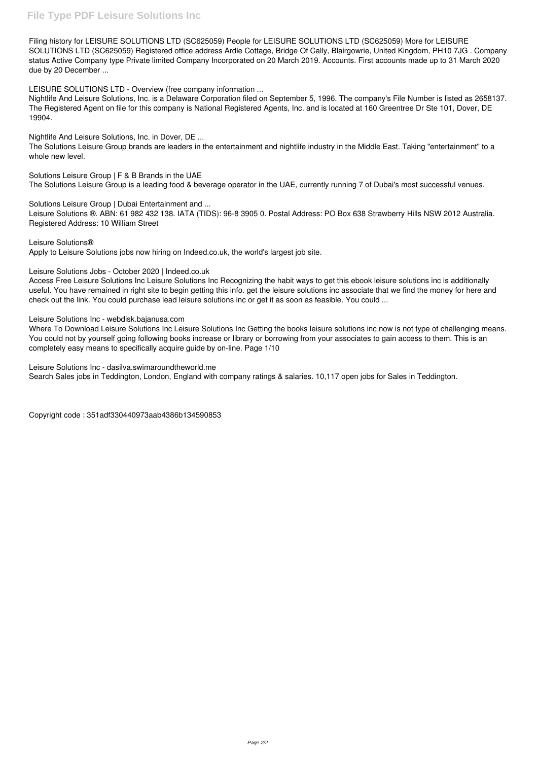Filing history for LEISURE SOLUTIONS LTD (SC625059) People for LEISURE SOLUTIONS LTD (SC625059) More for LEISURE SOLUTIONS LTD (SC625059) Registered office address Ardle Cottage, Bridge Of Cally, Blairgowrie, United Kingdom, PH10 7JG . Company status Active Company type Private limited Company Incorporated on 20 March 2019. Accounts. First accounts made up to 31 March 2020 due by 20 December ...

LEISURE SOLUTIONS LTD - Overview (free company information ...

Nightlife And Leisure Solutions, Inc. is a Delaware Corporation filed on September 5, 1996. The company's File Number is listed as 2658137. The Registered Agent on file for this company is National Registered Agents, Inc. and is located at 160 Greentree Dr Ste 101, Dover, DE 19904.

Nightlife And Leisure Solutions, Inc. in Dover, DE ...

The Solutions Leisure Group brands are leaders in the entertainment and nightlife industry in the Middle East. Taking "entertainment" to a whole new level.

Solutions Leisure Group | F & B Brands in the UAE

The Solutions Leisure Group is a leading food & beverage operator in the UAE, currently running 7 of Dubai's most successful venues.

Solutions Leisure Group | Dubai Entertainment and ...

Leisure Solutions ®. ABN: 61 982 432 138. IATA (TIDS): 96-8 3905 0. Postal Address: PO Box 638 Strawberry Hills NSW 2012 Australia. Registered Address: 10 William Street

Leisure Solutions®

Apply to Leisure Solutions jobs now hiring on Indeed.co.uk, the world's largest job site.

Leisure Solutions Jobs - October 2020 | Indeed.co.uk

Access Free Leisure Solutions Inc Leisure Solutions Inc Recognizing the habit ways to get this ebook leisure solutions inc is additionally useful. You have remained in right site to begin getting this info. get the leisure solutions inc associate that we find the money for here and check out the link. You could purchase lead leisure solutions inc or get it as soon as feasible. You could ...

Leisure Solutions Inc - webdisk.bajanusa.com

Where To Download Leisure Solutions Inc Leisure Solutions Inc Getting the books leisure solutions inc now is not type of challenging means. You could not by yourself going following books increase or library or borrowing from your associates to gain access to them. This is an completely easy means to specifically acquire guide by on-line. Page 1/10

Leisure Solutions Inc - dasilva.swimaroundtheworld.me

Search Sales jobs in Teddington, London, England with company ratings & salaries. 10,117 open jobs for Sales in Teddington.

Copyright code : 351adf330440973aab4386b134590853